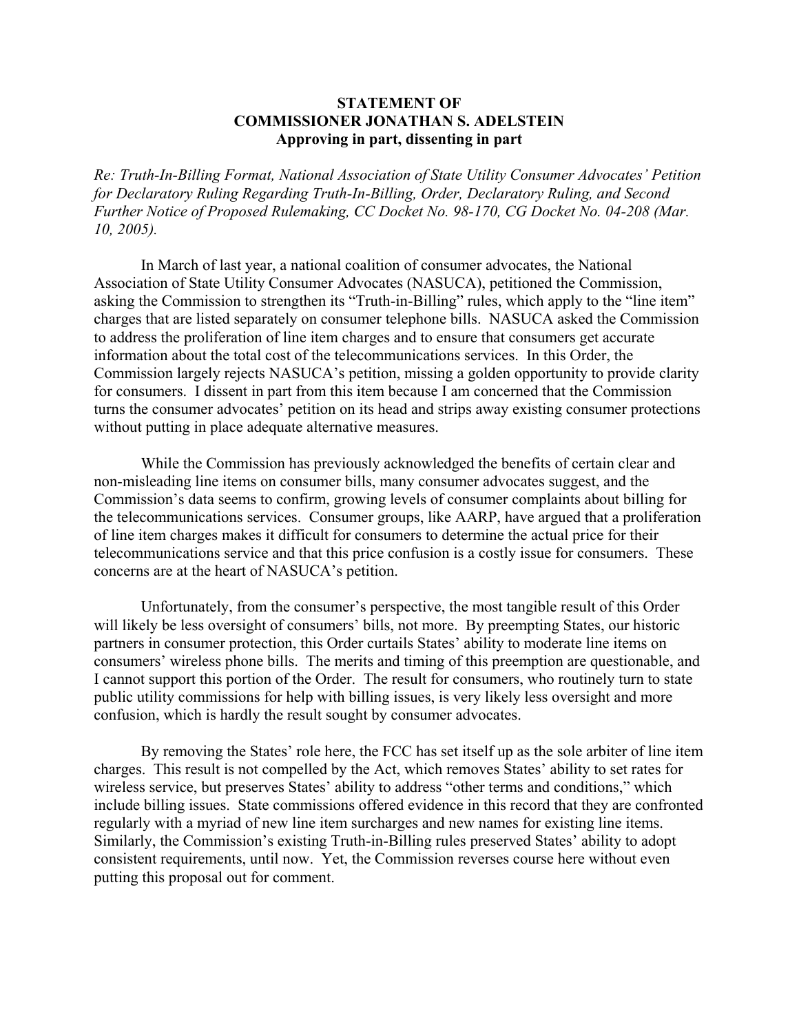**STATEMENT OF**
**COMMISSIONER JONATHAN S. ADELSTEIN**
**Approving in part, dissenting in part**

*Re: Truth-In-Billing Format, National Association of State Utility Consumer Advocates' Petition for Declaratory Ruling Regarding Truth-In-Billing, Order, Declaratory Ruling, and Second Further Notice of Proposed Rulemaking, CC Docket No. 98-170, CG Docket No. 04-208 (Mar. 10, 2005).*

In March of last year, a national coalition of consumer advocates, the National Association of State Utility Consumer Advocates (NASUCA), petitioned the Commission, asking the Commission to strengthen its "Truth-in-Billing" rules, which apply to the "line item" charges that are listed separately on consumer telephone bills. NASUCA asked the Commission to address the proliferation of line item charges and to ensure that consumers get accurate information about the total cost of the telecommunications services. In this Order, the Commission largely rejects NASUCA's petition, missing a golden opportunity to provide clarity for consumers. I dissent in part from this item because I am concerned that the Commission turns the consumer advocates' petition on its head and strips away existing consumer protections without putting in place adequate alternative measures.

While the Commission has previously acknowledged the benefits of certain clear and non-misleading line items on consumer bills, many consumer advocates suggest, and the Commission's data seems to confirm, growing levels of consumer complaints about billing for the telecommunications services. Consumer groups, like AARP, have argued that a proliferation of line item charges makes it difficult for consumers to determine the actual price for their telecommunications service and that this price confusion is a costly issue for consumers. These concerns are at the heart of NASUCA's petition.

Unfortunately, from the consumer's perspective, the most tangible result of this Order will likely be less oversight of consumers' bills, not more. By preempting States, our historic partners in consumer protection, this Order curtails States' ability to moderate line items on consumers' wireless phone bills. The merits and timing of this preemption are questionable, and I cannot support this portion of the Order. The result for consumers, who routinely turn to state public utility commissions for help with billing issues, is very likely less oversight and more confusion, which is hardly the result sought by consumer advocates.

By removing the States' role here, the FCC has set itself up as the sole arbiter of line item charges. This result is not compelled by the Act, which removes States' ability to set rates for wireless service, but preserves States' ability to address "other terms and conditions," which include billing issues. State commissions offered evidence in this record that they are confronted regularly with a myriad of new line item surcharges and new names for existing line items. Similarly, the Commission's existing Truth-in-Billing rules preserved States' ability to adopt consistent requirements, until now. Yet, the Commission reverses course here without even putting this proposal out for comment.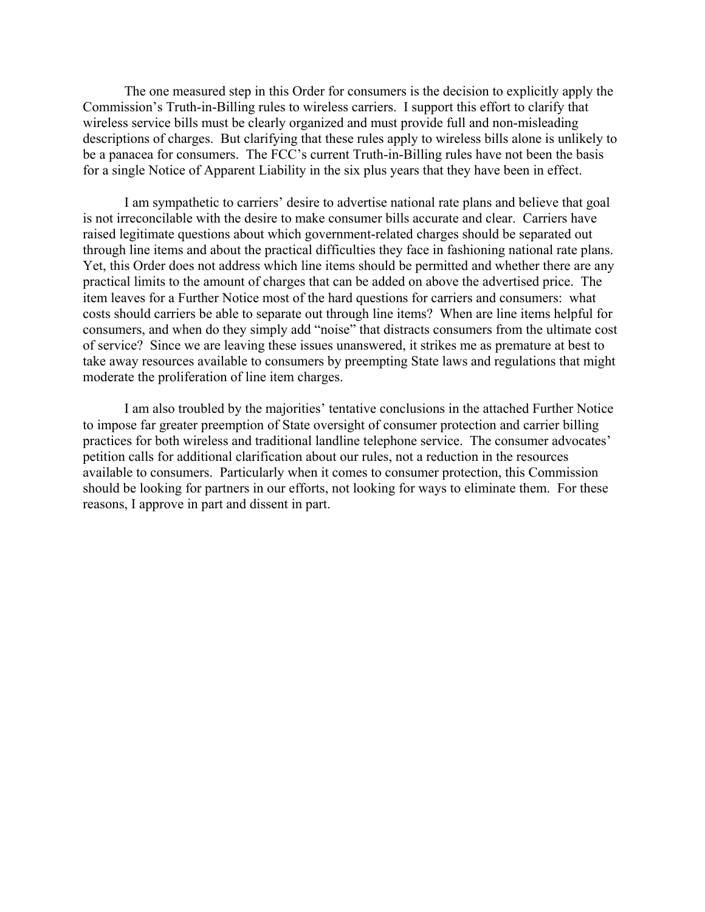The one measured step in this Order for consumers is the decision to explicitly apply the Commission's Truth-in-Billing rules to wireless carriers. I support this effort to clarify that wireless service bills must be clearly organized and must provide full and non-misleading descriptions of charges. But clarifying that these rules apply to wireless bills alone is unlikely to be a panacea for consumers. The FCC's current Truth-in-Billing rules have not been the basis for a single Notice of Apparent Liability in the six plus years that they have been in effect.

I am sympathetic to carriers' desire to advertise national rate plans and believe that goal is not irreconcilable with the desire to make consumer bills accurate and clear. Carriers have raised legitimate questions about which government-related charges should be separated out through line items and about the practical difficulties they face in fashioning national rate plans. Yet, this Order does not address which line items should be permitted and whether there are any practical limits to the amount of charges that can be added on above the advertised price. The item leaves for a Further Notice most of the hard questions for carriers and consumers: what costs should carriers be able to separate out through line items? When are line items helpful for consumers, and when do they simply add "noise" that distracts consumers from the ultimate cost of service? Since we are leaving these issues unanswered, it strikes me as premature at best to take away resources available to consumers by preempting State laws and regulations that might moderate the proliferation of line item charges.

I am also troubled by the majorities' tentative conclusions in the attached Further Notice to impose far greater preemption of State oversight of consumer protection and carrier billing practices for both wireless and traditional landline telephone service. The consumer advocates' petition calls for additional clarification about our rules, not a reduction in the resources available to consumers. Particularly when it comes to consumer protection, this Commission should be looking for partners in our efforts, not looking for ways to eliminate them. For these reasons, I approve in part and dissent in part.